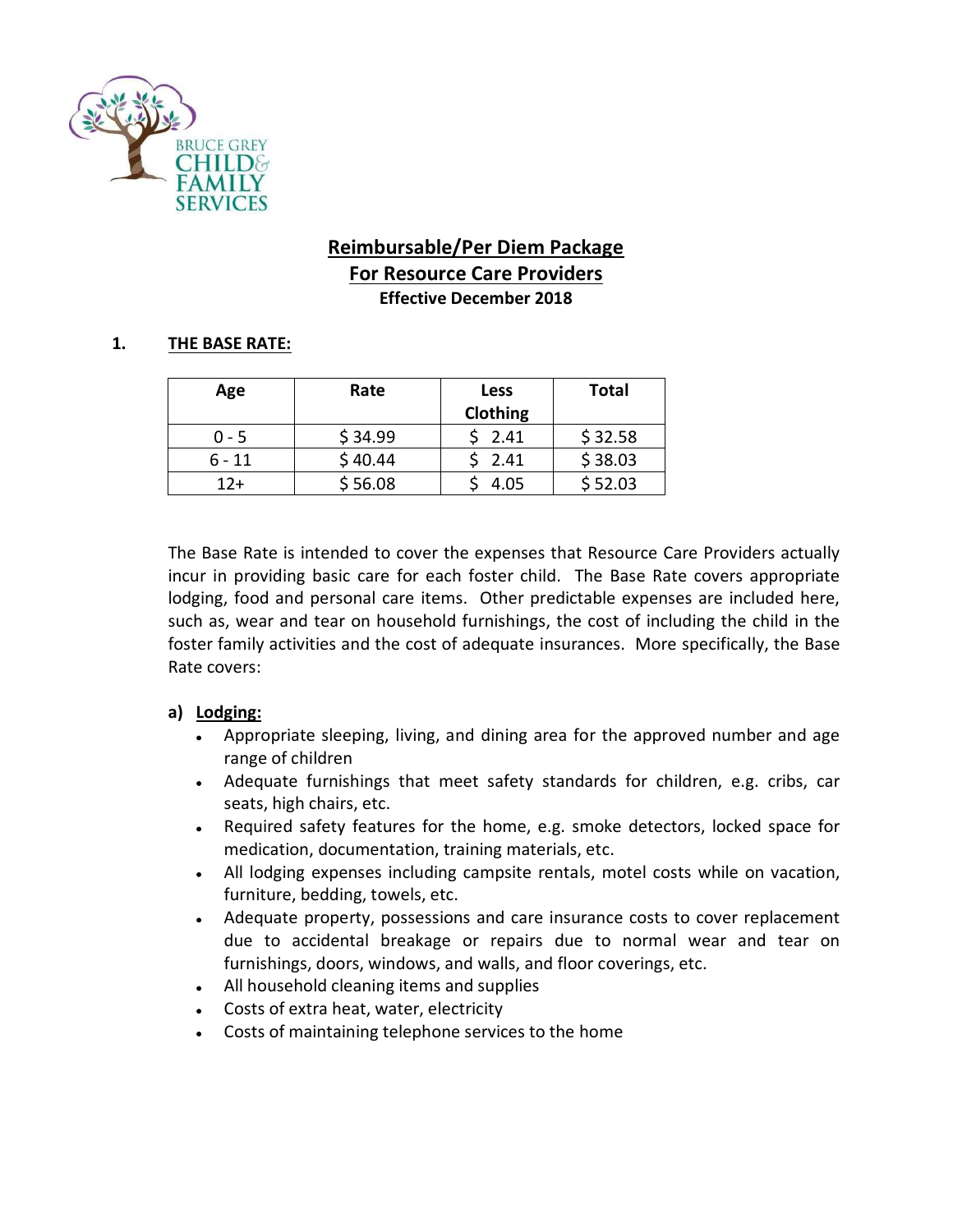# Reimbursable/Per Diem Package
# For Resource Care Providers

**Effective December 2018**

## 1. THE BASE RATE:

| Age | Rate | Less Clothing | Total |
|---|---|---|---|
| 0 - 5 | $ 34.99 | $ 2.41 | $ 32.58 |
| 6 - 11 | $ 40.44 | $ 2.41 | $ 38.03 |
| 12+ | $ 56.08 | $ 4.05 | $ 52.03 |

The Base Rate is intended to cover the expenses that Resource Care Providers actually incur in providing basic care for each foster child. The Base Rate covers appropriate lodging, food and personal care items. Other predictable expenses are included here, such as, wear and tear on household furnishings, the cost of including the child in the foster family activities and the cost of adequate insurances. More specifically, the Base Rate covers:

### a) Lodging:

- Appropriate sleeping, living, and dining area for the approved number and age range of children
- Adequate furnishings that meet safety standards for children, e.g. cribs, car seats, high chairs, etc.
- Required safety features for the home, e.g. smoke detectors, locked space for medication, documentation, training materials, etc.
- All lodging expenses including campsite rentals, motel costs while on vacation, furniture, bedding, towels, etc.
- Adequate property, possessions and care insurance costs to cover replacement due to accidental breakage or repairs due to normal wear and tear on furnishings, doors, windows, and walls, and floor coverings, etc.
- All household cleaning items and supplies
- Costs of extra heat, water, electricity
- Costs of maintaining telephone services to the home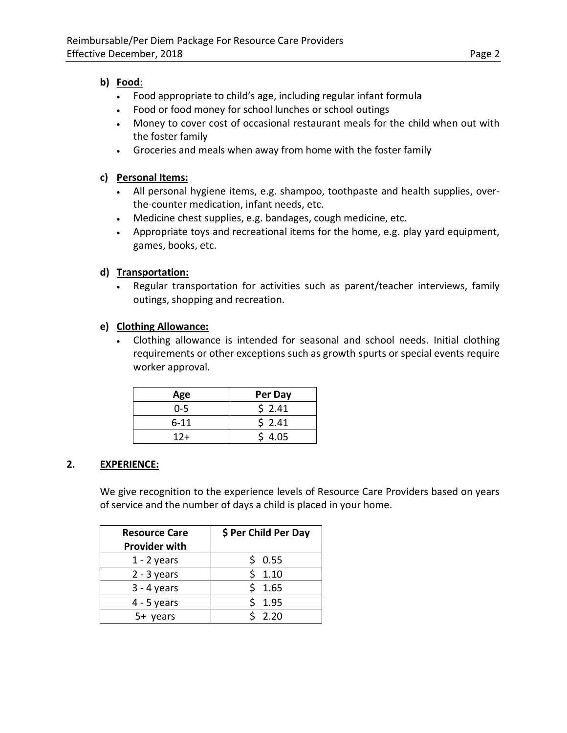**b) Food**:

- Food appropriate to child's age, including regular infant formula
- Food or food money for school lunches or school outings
- Money to cover cost of occasional restaurant meals for the child when out with the foster family
- Groceries and meals when away from home with the foster family

**c) Personal Items:**

- All personal hygiene items, e.g. shampoo, toothpaste and health supplies, over-the-counter medication, infant needs, etc.
- Medicine chest supplies, e.g. bandages, cough medicine, etc.
- Appropriate toys and recreational items for the home, e.g. play yard equipment, games, books, etc.

**d) Transportation:**

- Regular transportation for activities such as parent/teacher interviews, family outings, shopping and recreation.

**e) Clothing Allowance:**

- Clothing allowance is intended for seasonal and school needs. Initial clothing requirements or other exceptions such as growth spurts or special events require worker approval.

| Age | Per Day |
|---|---|
| 0-5 | $ 2.41 |
| 6-11 | $ 2.41 |
| 12+ | $ 4.05 |

## 2. EXPERIENCE:

We give recognition to the experience levels of Resource Care Providers based on years of service and the number of days a child is placed in your home.

| Resource Care Provider with | $ Per Child Per Day |
|---|---|
| 1 - 2 years | $ 0.55 |
| 2 - 3 years | $ 1.10 |
| 3 - 4 years | $ 1.65 |
| 4 - 5 years | $ 1.95 |
| 5+ years | $ 2.20 |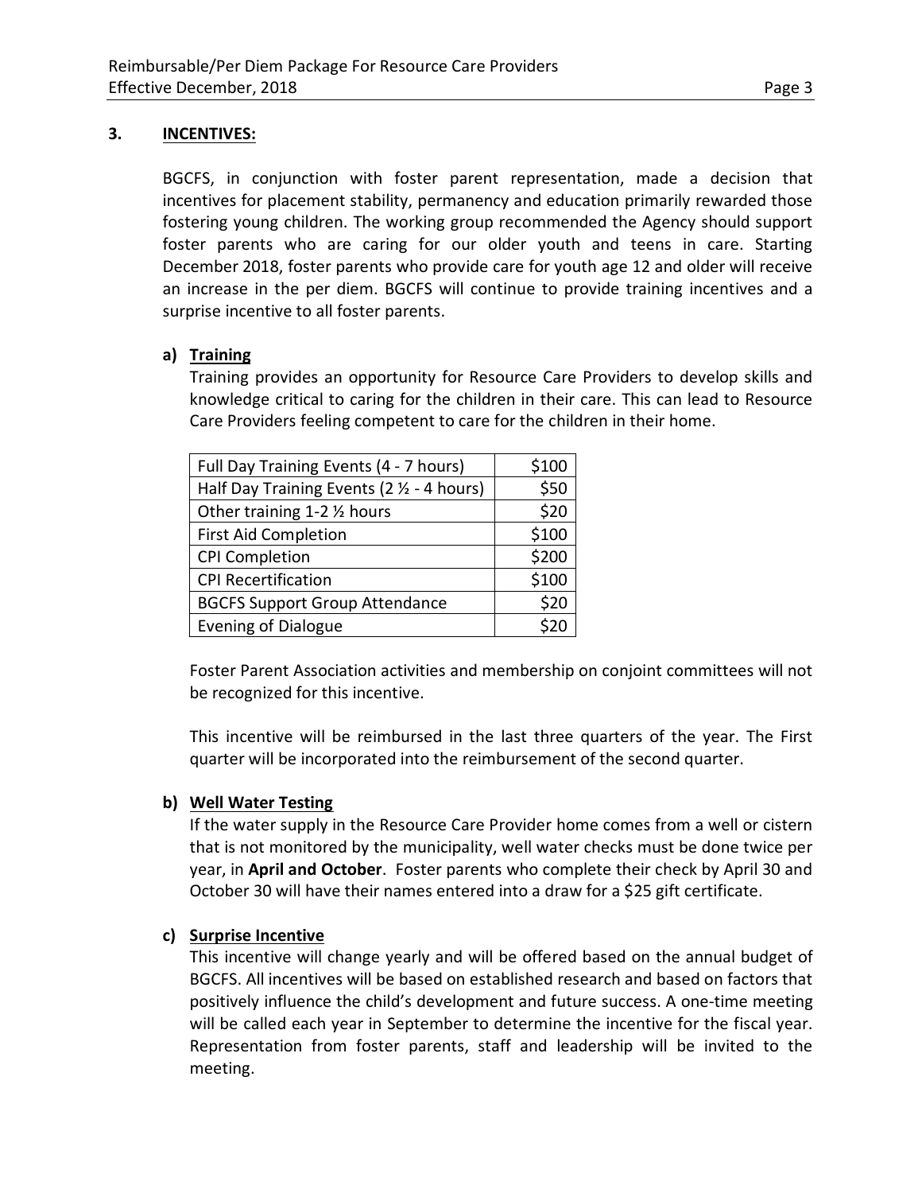## 3. INCENTIVES:

BGCFS, in conjunction with foster parent representation, made a decision that incentives for placement stability, permanency and education primarily rewarded those fostering young children. The working group recommended the Agency should support foster parents who are caring for our older youth and teens in care. Starting December 2018, foster parents who provide care for youth age 12 and older will receive an increase in the per diem. BGCFS will continue to provide training incentives and a surprise incentive to all foster parents.

### a) Training

Training provides an opportunity for Resource Care Providers to develop skills and knowledge critical to caring for the children in their care. This can lead to Resource Care Providers feeling competent to care for the children in their home.

| | |
|---|---:|
| Full Day Training Events (4 - 7 hours) | $100 |
| Half Day Training Events (2 ½ - 4 hours) | $50 |
| Other training 1-2 ½ hours | $20 |
| First Aid Completion | $100 |
| CPI Completion | $200 |
| CPI Recertification | $100 |
| BGCFS Support Group Attendance | $20 |
| Evening of Dialogue | $20 |

Foster Parent Association activities and membership on conjoint committees will not be recognized for this incentive.

This incentive will be reimbursed in the last three quarters of the year. The First quarter will be incorporated into the reimbursement of the second quarter.

### b) Well Water Testing

If the water supply in the Resource Care Provider home comes from a well or cistern that is not monitored by the municipality, well water checks must be done twice per year, in **April and October**. Foster parents who complete their check by April 30 and October 30 will have their names entered into a draw for a $25 gift certificate.

### c) Surprise Incentive

This incentive will change yearly and will be offered based on the annual budget of BGCFS. All incentives will be based on established research and based on factors that positively influence the child's development and future success. A one-time meeting will be called each year in September to determine the incentive for the fiscal year. Representation from foster parents, staff and leadership will be invited to the meeting.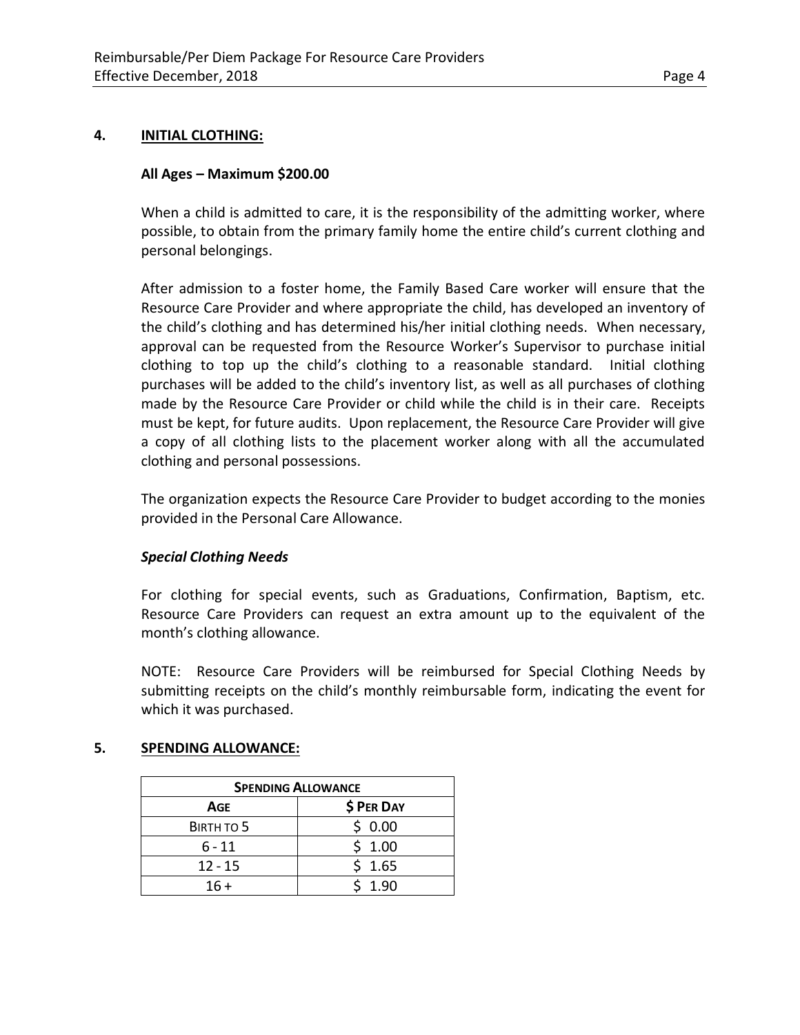## 4. INITIAL CLOTHING:

**All Ages – Maximum $200.00**

When a child is admitted to care, it is the responsibility of the admitting worker, where possible, to obtain from the primary family home the entire child's current clothing and personal belongings.

After admission to a foster home, the Family Based Care worker will ensure that the Resource Care Provider and where appropriate the child, has developed an inventory of the child's clothing and has determined his/her initial clothing needs. When necessary, approval can be requested from the Resource Worker's Supervisor to purchase initial clothing to top up the child's clothing to a reasonable standard. Initial clothing purchases will be added to the child's inventory list, as well as all purchases of clothing made by the Resource Care Provider or child while the child is in their care. Receipts must be kept, for future audits. Upon replacement, the Resource Care Provider will give a copy of all clothing lists to the placement worker along with all the accumulated clothing and personal possessions.

The organization expects the Resource Care Provider to budget according to the monies provided in the Personal Care Allowance.

***Special Clothing Needs***

For clothing for special events, such as Graduations, Confirmation, Baptism, etc. Resource Care Providers can request an extra amount up to the equivalent of the month's clothing allowance.

NOTE: Resource Care Providers will be reimbursed for Special Clothing Needs by submitting receipts on the child's monthly reimbursable form, indicating the event for which it was purchased.

## 5. SPENDING ALLOWANCE:

| SPENDING ALLOWANCE | |
|---|---|
| **AGE** | **$ PER DAY** |
| BIRTH TO 5 | $ 0.00 |
| 6 - 11 | $ 1.00 |
| 12 - 15 | $ 1.65 |
| 16 + | $ 1.90 |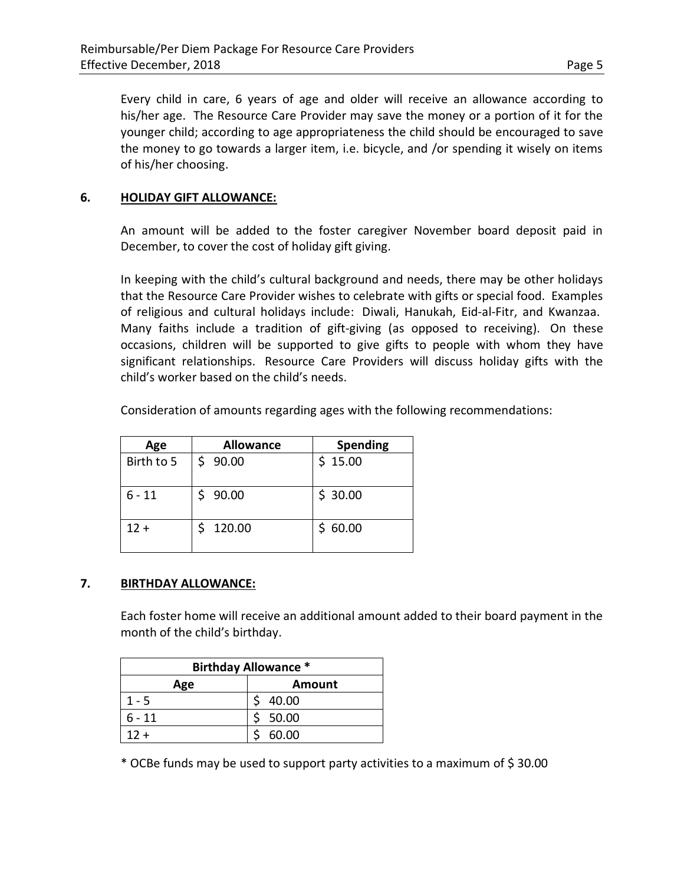Every child in care, 6 years of age and older will receive an allowance according to his/her age. The Resource Care Provider may save the money or a portion of it for the younger child; according to age appropriateness the child should be encouraged to save the money to go towards a larger item, i.e. bicycle, and /or spending it wisely on items of his/her choosing.

## 6. HOLIDAY GIFT ALLOWANCE:

An amount will be added to the foster caregiver November board deposit paid in December, to cover the cost of holiday gift giving.

In keeping with the child's cultural background and needs, there may be other holidays that the Resource Care Provider wishes to celebrate with gifts or special food. Examples of religious and cultural holidays include: Diwali, Hanukah, Eid-al-Fitr, and Kwanzaa. Many faiths include a tradition of gift-giving (as opposed to receiving). On these occasions, children will be supported to give gifts to people with whom they have significant relationships. Resource Care Providers will discuss holiday gifts with the child's worker based on the child's needs.

Consideration of amounts regarding ages with the following recommendations:

| Age | Allowance | Spending |
|---|---|---|
| Birth to 5 | $ 90.00 | $ 15.00 |
| 6 - 11 | $ 90.00 | $ 30.00 |
| 12 + | $ 120.00 | $ 60.00 |

## 7. BIRTHDAY ALLOWANCE:

Each foster home will receive an additional amount added to their board payment in the month of the child's birthday.

| Birthday Allowance * | |
|---|---|
| **Age** | **Amount** |
| 1 - 5 | $ 40.00 |
| 6 - 11 | $ 50.00 |
| 12 + | $ 60.00 |

* OCBe funds may be used to support party activities to a maximum of $ 30.00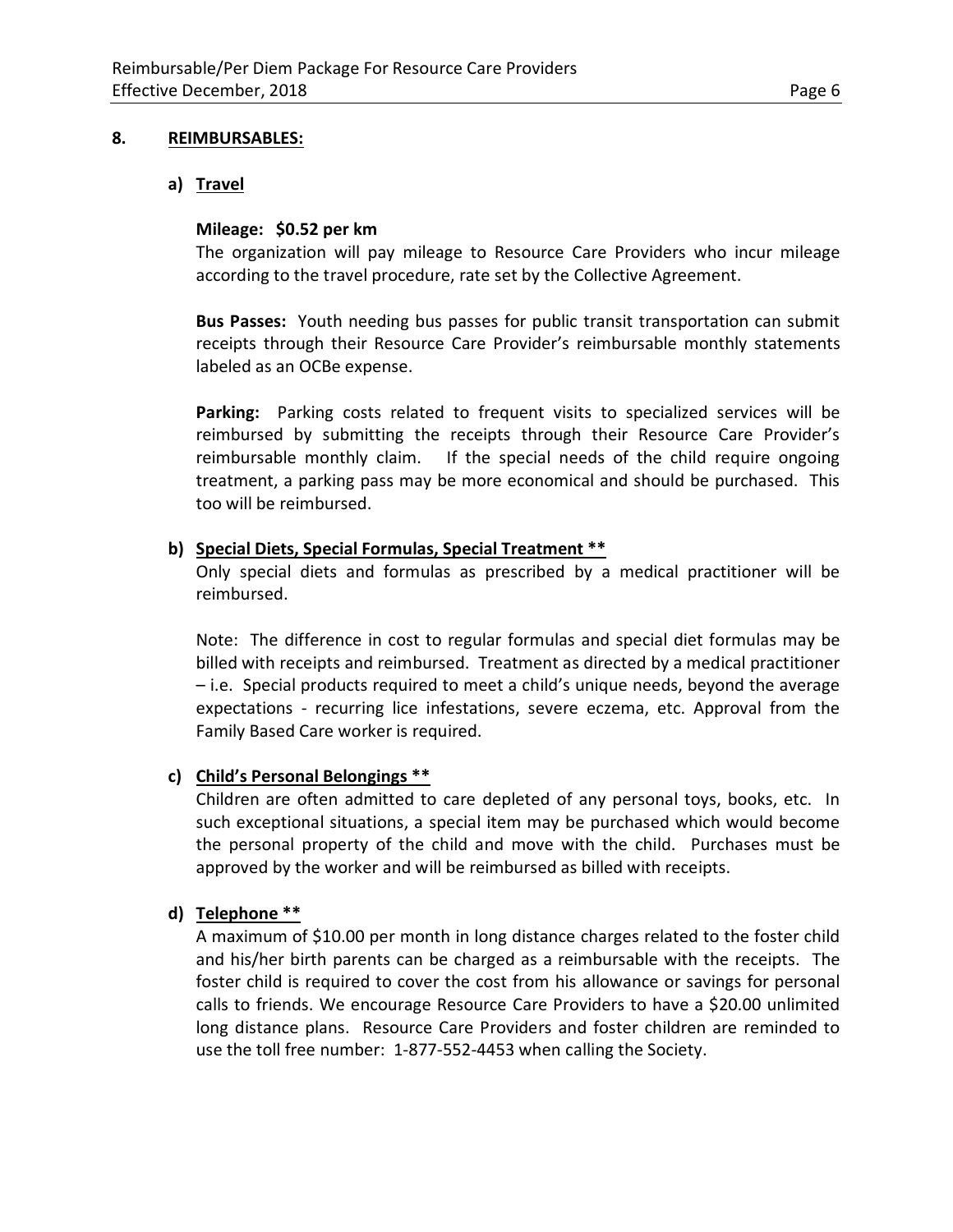## 8. REIMBURSABLES:

### a) Travel

**Mileage: $0.52 per km**

The organization will pay mileage to Resource Care Providers who incur mileage according to the travel procedure, rate set by the Collective Agreement.

**Bus Passes:** Youth needing bus passes for public transit transportation can submit receipts through their Resource Care Provider's reimbursable monthly statements labeled as an OCBe expense.

**Parking:** Parking costs related to frequent visits to specialized services will be reimbursed by submitting the receipts through their Resource Care Provider's reimbursable monthly claim. If the special needs of the child require ongoing treatment, a parking pass may be more economical and should be purchased. This too will be reimbursed.

### b) Special Diets, Special Formulas, Special Treatment **

Only special diets and formulas as prescribed by a medical practitioner will be reimbursed.

Note: The difference in cost to regular formulas and special diet formulas may be billed with receipts and reimbursed. Treatment as directed by a medical practitioner – i.e. Special products required to meet a child's unique needs, beyond the average expectations - recurring lice infestations, severe eczema, etc. Approval from the Family Based Care worker is required.

### c) Child's Personal Belongings **

Children are often admitted to care depleted of any personal toys, books, etc. In such exceptional situations, a special item may be purchased which would become the personal property of the child and move with the child. Purchases must be approved by the worker and will be reimbursed as billed with receipts.

### d) Telephone **

A maximum of $10.00 per month in long distance charges related to the foster child and his/her birth parents can be charged as a reimbursable with the receipts. The foster child is required to cover the cost from his allowance or savings for personal calls to friends. We encourage Resource Care Providers to have a $20.00 unlimited long distance plans. Resource Care Providers and foster children are reminded to use the toll free number: 1-877-552-4453 when calling the Society.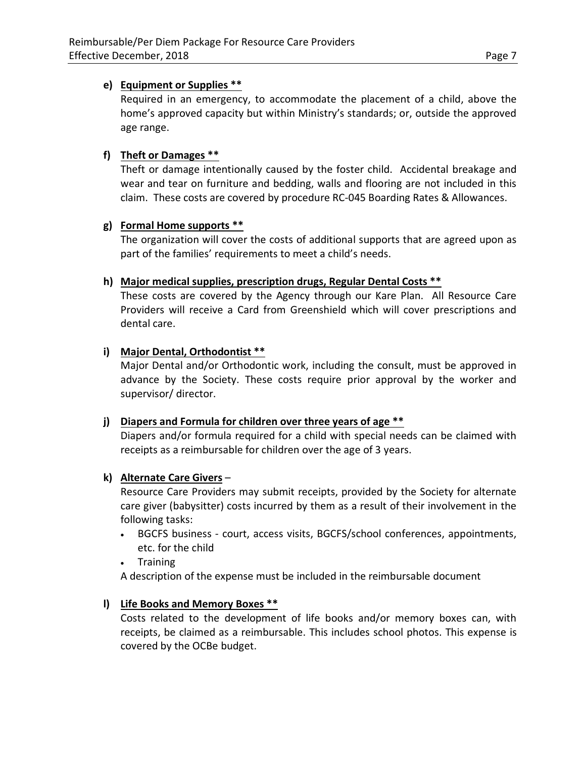**e) <u>Equipment or Supplies **</u>**

Required in an emergency, to accommodate the placement of a child, above the home's approved capacity but within Ministry's standards; or, outside the approved age range.

**f) <u>Theft or Damages **</u>**

Theft or damage intentionally caused by the foster child. Accidental breakage and wear and tear on furniture and bedding, walls and flooring are not included in this claim. These costs are covered by procedure RC-045 Boarding Rates & Allowances.

**g) <u>Formal Home supports **</u>**

The organization will cover the costs of additional supports that are agreed upon as part of the families' requirements to meet a child's needs.

**h) <u>Major medical supplies, prescription drugs, Regular Dental Costs **</u>**

These costs are covered by the Agency through our Kare Plan. All Resource Care Providers will receive a Card from Greenshield which will cover prescriptions and dental care.

**i) <u>Major Dental, Orthodontist **</u>**

Major Dental and/or Orthodontic work, including the consult, must be approved in advance by the Society. These costs require prior approval by the worker and supervisor/ director.

**j) <u>Diapers and Formula for children over three years of age **</u>**

Diapers and/or formula required for a child with special needs can be claimed with receipts as a reimbursable for children over the age of 3 years.

**k) <u>Alternate Care Givers</u>** –

Resource Care Providers may submit receipts, provided by the Society for alternate care giver (babysitter) costs incurred by them as a result of their involvement in the following tasks:

- BGCFS business - court, access visits, BGCFS/school conferences, appointments, etc. for the child
- Training

A description of the expense must be included in the reimbursable document

**l) <u>Life Books and Memory Boxes **</u>**

Costs related to the development of life books and/or memory boxes can, with receipts, be claimed as a reimbursable. This includes school photos. This expense is covered by the OCBe budget.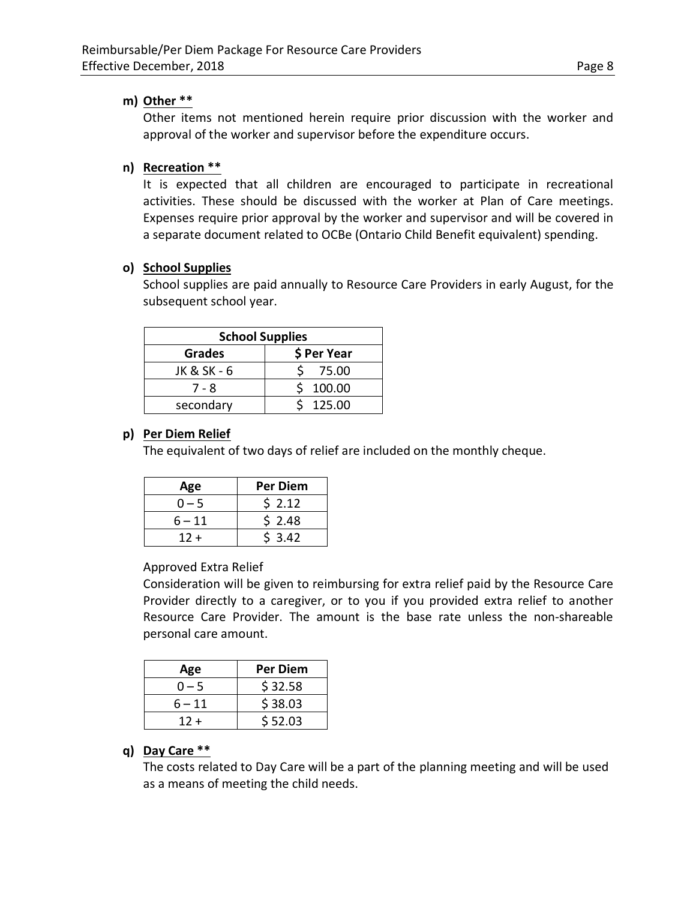**m) Other ****

Other items not mentioned herein require prior discussion with the worker and approval of the worker and supervisor before the expenditure occurs.

**n) Recreation ****

It is expected that all children are encouraged to participate in recreational activities. These should be discussed with the worker at Plan of Care meetings. Expenses require prior approval by the worker and supervisor and will be covered in a separate document related to OCBe (Ontario Child Benefit equivalent) spending.

**o) School Supplies**

School supplies are paid annually to Resource Care Providers in early August, for the subsequent school year.

| School Supplies | |
|---|---|
| **Grades** | **$ Per Year** |
| JK & SK - 6 | $ 75.00 |
| 7 - 8 | $ 100.00 |
| secondary | $ 125.00 |

**p) Per Diem Relief**

The equivalent of two days of relief are included on the monthly cheque.

| Age | Per Diem |
|---|---|
| 0 – 5 | $ 2.12 |
| 6 – 11 | $ 2.48 |
| 12 + | $ 3.42 |

Approved Extra Relief

Consideration will be given to reimbursing for extra relief paid by the Resource Care Provider directly to a caregiver, or to you if you provided extra relief to another Resource Care Provider. The amount is the base rate unless the non-shareable personal care amount.

| Age | Per Diem |
|---|---|
| 0 – 5 | $ 32.58 |
| 6 – 11 | $ 38.03 |
| 12 + | $ 52.03 |

**q) Day Care ****

The costs related to Day Care will be a part of the planning meeting and will be used as a means of meeting the child needs.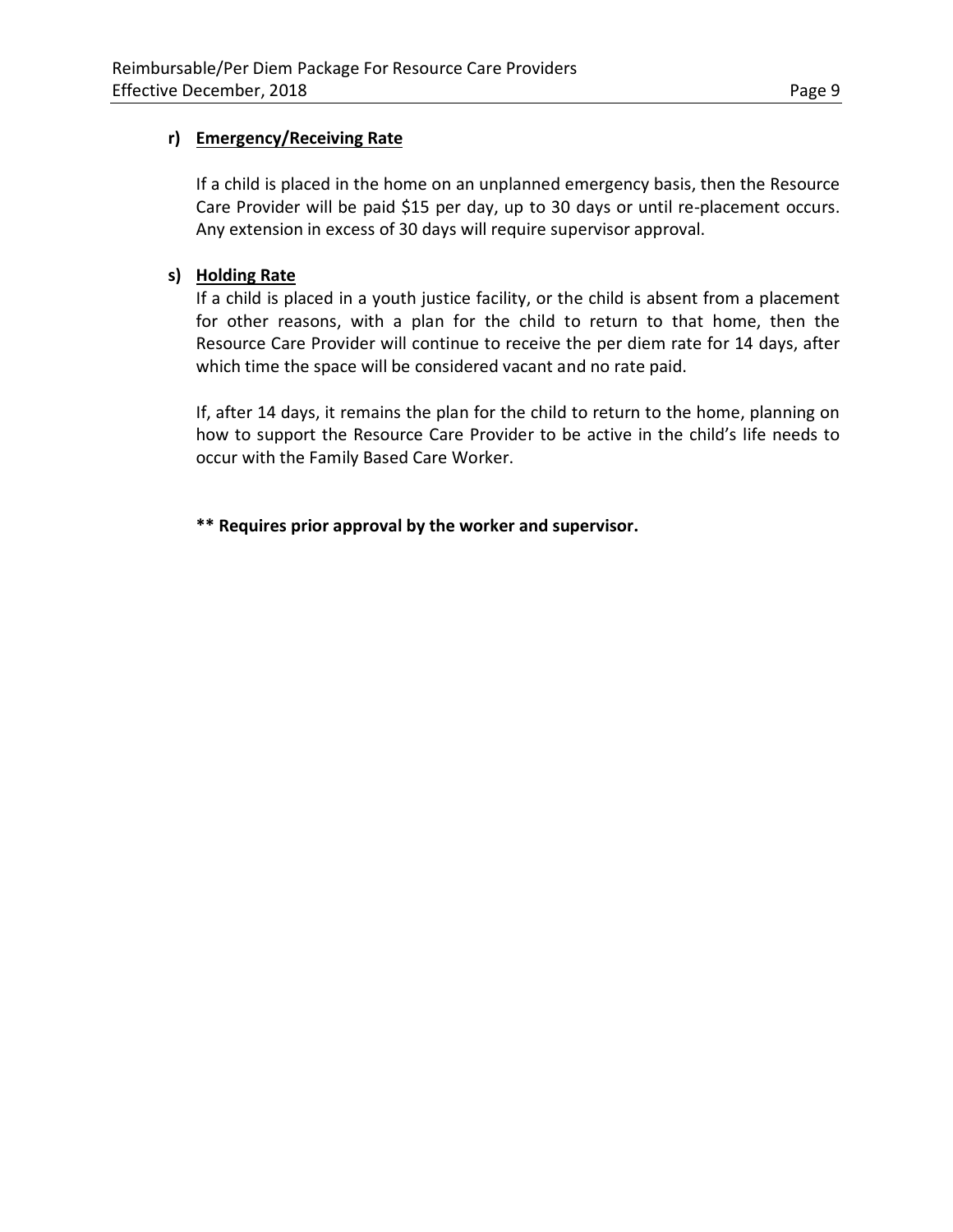**r) Emergency/Receiving Rate**

If a child is placed in the home on an unplanned emergency basis, then the Resource Care Provider will be paid $15 per day, up to 30 days or until re-placement occurs. Any extension in excess of 30 days will require supervisor approval.

**s) Holding Rate**

If a child is placed in a youth justice facility, or the child is absent from a placement for other reasons, with a plan for the child to return to that home, then the Resource Care Provider will continue to receive the per diem rate for 14 days, after which time the space will be considered vacant and no rate paid.

If, after 14 days, it remains the plan for the child to return to the home, planning on how to support the Resource Care Provider to be active in the child's life needs to occur with the Family Based Care Worker.

**** Requires prior approval by the worker and supervisor.**